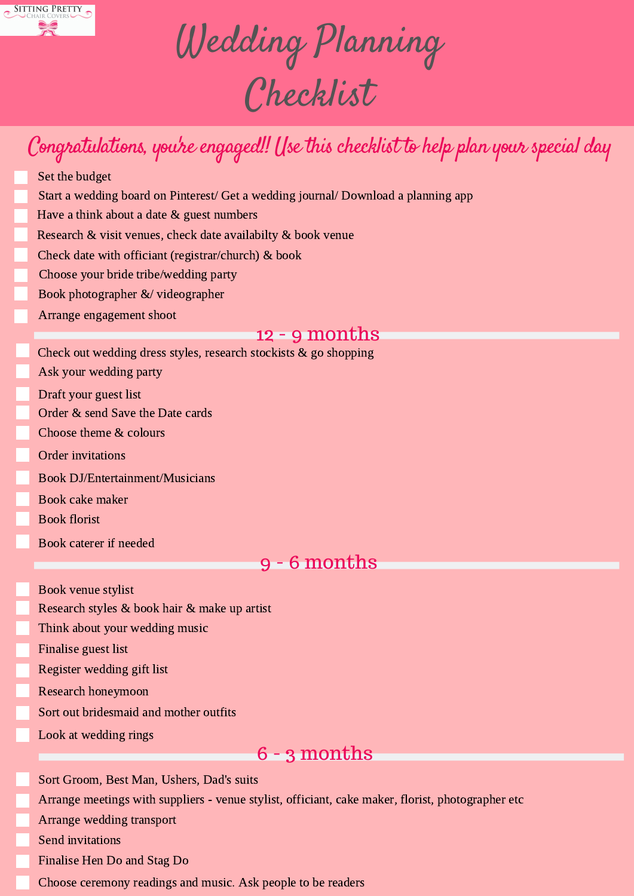Sitting Pretty Chair Covers

# Wedding Planning Checklist

*Congratulations, you're engaged!! Use this checklist to help plan your special day*

- [ ] Set the budget
- [ ] Start a wedding board on Pinterest/ Get a wedding journal/ Download a planning app
- [ ] Have a think about a date & guest numbers
- [ ] Research & visit venues, check date availabilty & book venue
- [ ] Check date with officiant (registrar/church) & book
- [ ] Choose your bride tribe/wedding party
- [ ] Book photographer &/ videographer
- [ ] Arrange engagement shoot

## 12 - 9 months

- [ ] Check out wedding dress styles, research stockists & go shopping
- [ ] Ask your wedding party
- [ ] Draft your guest list
- [ ] Order & send Save the Date cards
- [ ] Choose theme & colours
- [ ] Order invitations
- [ ] Book DJ/Entertainment/Musicians
- [ ] Book cake maker
- [ ] Book florist
- [ ] Book caterer if needed

## 9 - 6 months

- [ ] Book venue stylist
- [ ] Research styles & book hair & make up artist
- [ ] Think about your wedding music
- [ ] Finalise guest list
- [ ] Register wedding gift list
- [ ] Research honeymoon
- [ ] Sort out bridesmaid and mother outfits
- [ ] Look at wedding rings

## 6 - 3 months

- [ ] Sort Groom, Best Man, Ushers, Dad's suits
- [ ] Arrange meetings with suppliers - venue stylist, officiant, cake maker, florist, photographer etc
- [ ] Arrange wedding transport
- [ ] Send invitations
- [ ] Finalise Hen Do and Stag Do
- [ ] Choose ceremony readings and music. Ask people to be readers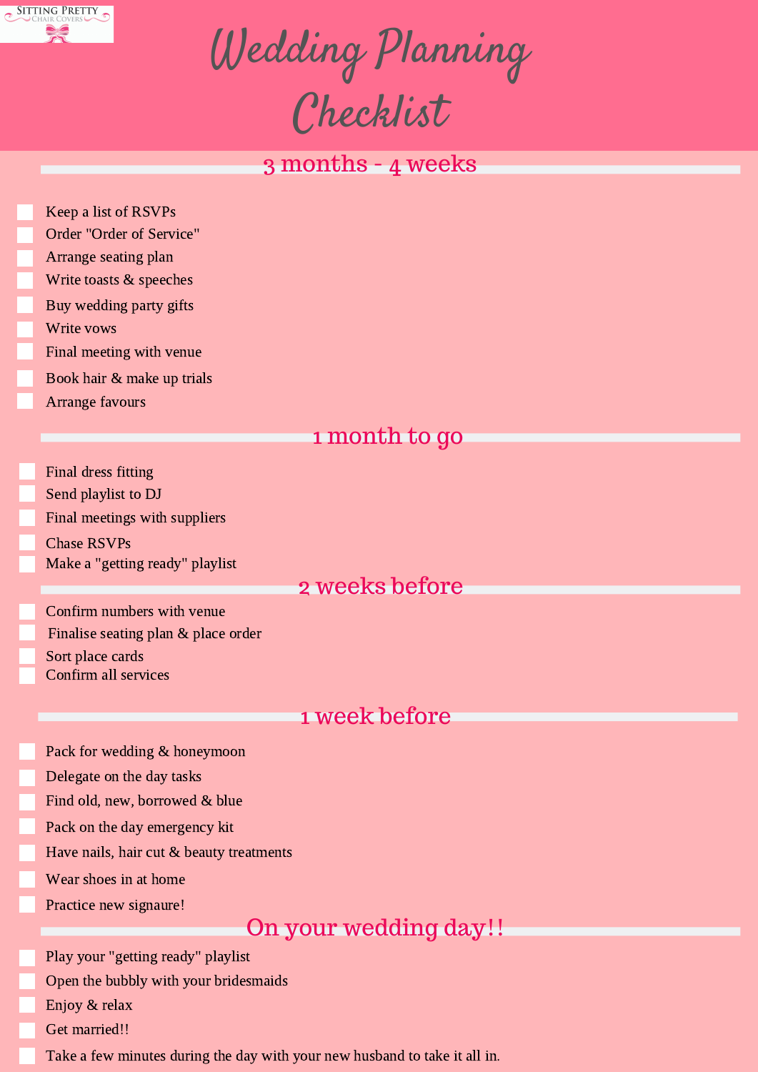# Wedding Planning Checklist

## 3 months - 4 weeks

- [ ] Keep a list of RSVPs
- [ ] Order "Order of Service"
- [ ] Arrange seating plan
- [ ] Write toasts & speeches
- [ ] Buy wedding party gifts
- [ ] Write vows
- [ ] Final meeting with venue
- [ ] Book hair & make up trials
- [ ] Arrange favours

## 1 month to go

- [ ] Final dress fitting
- [ ] Send playlist to DJ
- [ ] Final meetings with suppliers
- [ ] Chase RSVPs
- [ ] Make a "getting ready" playlist

## 2 weeks before

- [ ] Confirm numbers with venue
- [ ] Finalise seating plan & place order
- [ ] Sort place cards
- [ ] Confirm all services

## 1 week before

- [ ] Pack for wedding & honeymoon
- [ ] Delegate on the day tasks
- [ ] Find old, new, borrowed & blue
- [ ] Pack on the day emergency kit
- [ ] Have nails, hair cut & beauty treatments
- [ ] Wear shoes in at home
- [ ] Practice new signaure!

## On your wedding day!!

- [ ] Play your "getting ready" playlist
- [ ] Open the bubbly with your bridesmaids
- [ ] Enjoy & relax
- [ ] Get married!!
- [ ] Take a few minutes during the day with your new husband to take it all in.